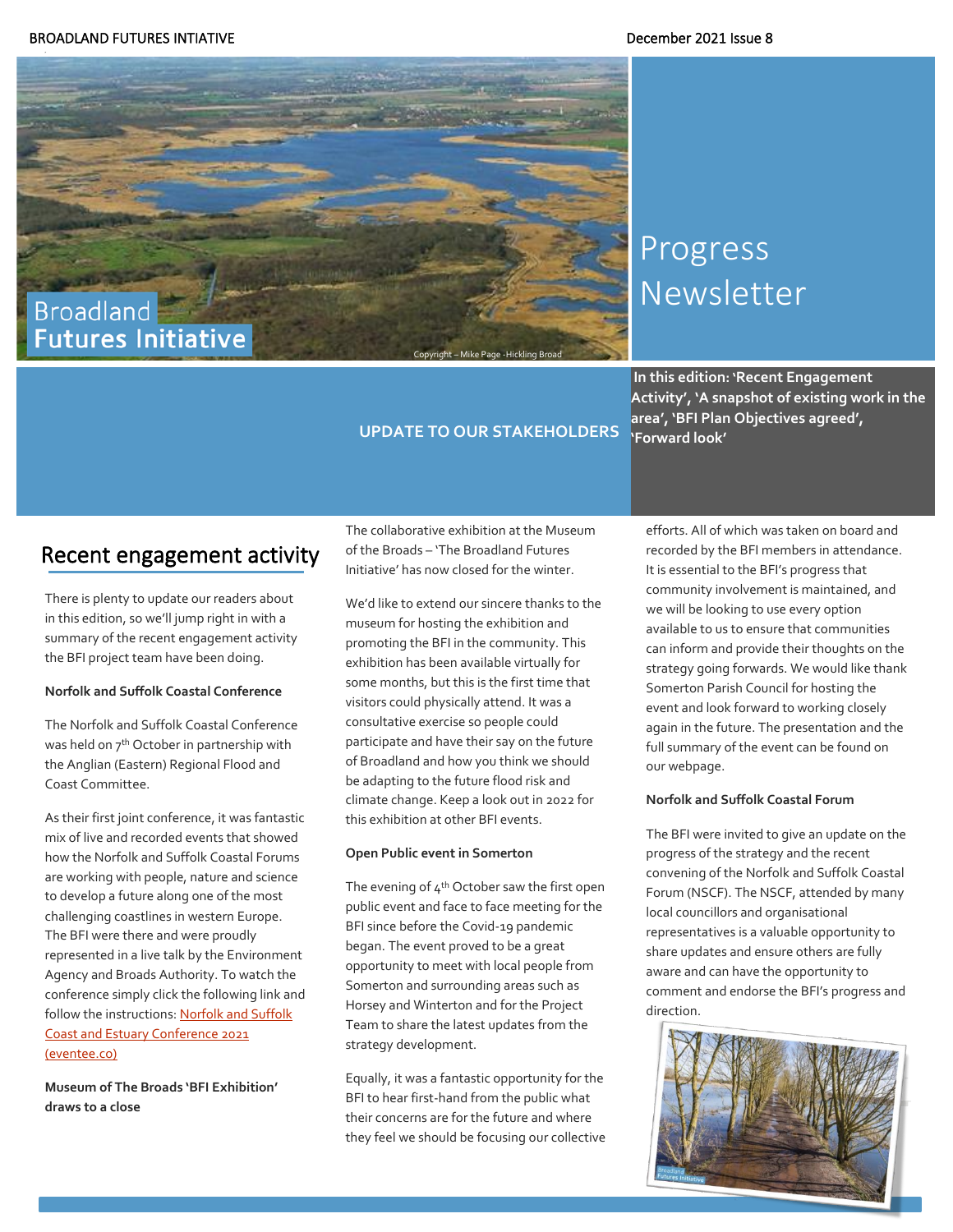BROADLAND FUTURES INTIATIVE

December 2021 Issue 8

# Broadland Futures Initiative

Copyright – Mike Page -Hickling Broad

# Progress Newsletter

**UPDATE TO OUR STAKEHOLDERS**

**In this edition: 'Recent Engagement Activity', 'A snapshot of existing work in the area', 'BFI Plan Objectives agreed', 'Forward look'**

## Recent engagement activity

There is plenty to update our readers about in this edition, so we'll jump right in with a summary of the recent engagement activity the BFI project team have been doing.

**Norfolk and Suffolk Coastal Conference**

The Norfolk and Suffolk Coastal Conference was held on 7th October in partnership with the Anglian (Eastern) Regional Flood and Coast Committee.

As their first joint conference, it was fantastic mix of live and recorded events that showed how the Norfolk and Suffolk Coastal Forums are working with people, nature and science to develop a future along one of the most challenging coastlines in western Europe. The BFI were there and were proudly represented in a live talk by the Environment Agency and Broads Authority. To watch the conference simply click the following link and follow the instructions: [Norfolk and Suffolk Coast and Estuary Conference 2021 (eventee.co)]()

**Museum of The Broads 'BFI Exhibition' draws to a close**

The collaborative exhibition at the Museum of the Broads – 'The Broadland Futures Initiative' has now closed for the winter.

We'd like to extend our sincere thanks to the museum for hosting the exhibition and promoting the BFI in the community. This exhibition has been available virtually for some months, but this is the first time that visitors could physically attend. It was a consultative exercise so people could participate and have their say on the future of Broadland and how you think we should be adapting to the future flood risk and climate change. Keep a look out in 2022 for this exhibition at other BFI events.

**Open Public event in Somerton**

The evening of 4th October saw the first open public event and face to face meeting for the BFI since before the Covid-19 pandemic began. The event proved to be a great opportunity to meet with local people from Somerton and surrounding areas such as Horsey and Winterton and for the Project Team to share the latest updates from the strategy development.

Equally, it was a fantastic opportunity for the BFI to hear first-hand from the public what their concerns are for the future and where they feel we should be focusing our collective efforts. All of which was taken on board and recorded by the BFI members in attendance. It is essential to the BFI's progress that community involvement is maintained, and we will be looking to use every option available to us to ensure that communities can inform and provide their thoughts on the strategy going forwards. We would like thank Somerton Parish Council for hosting the event and look forward to working closely again in the future. The presentation and the full summary of the event can be found on our webpage.

**Norfolk and Suffolk Coastal Forum**

The BFI were invited to give an update on the progress of the strategy and the recent convening of the Norfolk and Suffolk Coastal Forum (NSCF). The NSCF, attended by many local councillors and organisational representatives is a valuable opportunity to share updates and ensure others are fully aware and can have the opportunity to comment and endorse the BFI's progress and direction.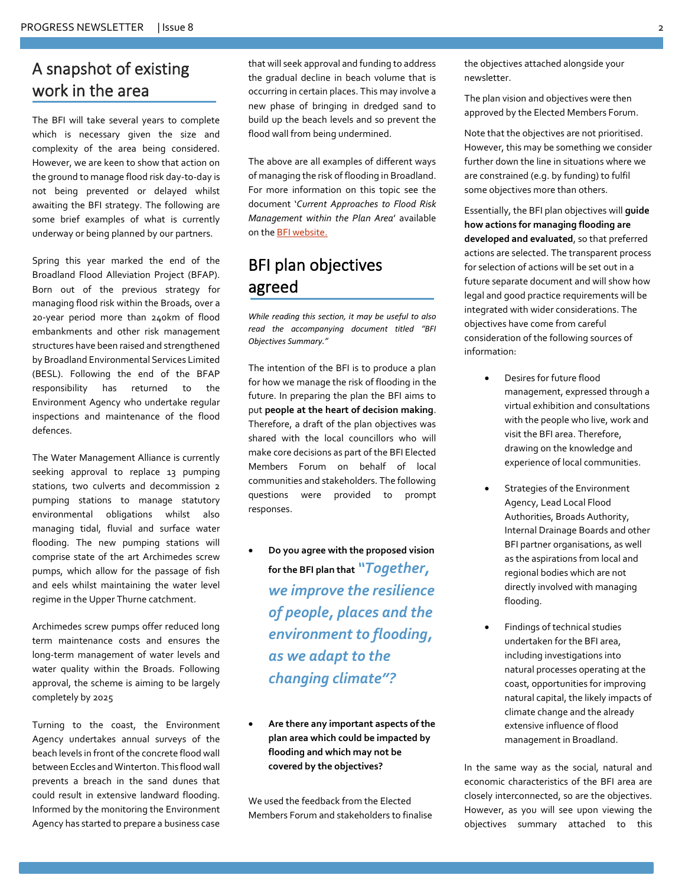## A snapshot of existing work in the area

The BFI will take several years to complete which is necessary given the size and complexity of the area being considered. However, we are keen to show that action on the ground to manage flood risk day-to-day is not being prevented or delayed whilst awaiting the BFI strategy. The following are some brief examples of what is currently underway or being planned by our partners.

Spring this year marked the end of the Broadland Flood Alleviation Project (BFAP). Born out of the previous strategy for managing flood risk within the Broads, over a 20-year period more than 240km of flood embankments and other risk management structures have been raised and strengthened by Broadland Environmental Services Limited (BESL). Following the end of the BFAP responsibility has returned to the Environment Agency who undertake regular inspections and maintenance of the flood defences.

The Water Management Alliance is currently seeking approval to replace 13 pumping stations, two culverts and decommission 2 pumping stations to manage statutory environmental obligations whilst also managing tidal, fluvial and surface water flooding. The new pumping stations will comprise state of the art Archimedes screw pumps, which allow for the passage of fish and eels whilst maintaining the water level regime in the Upper Thurne catchment.

Archimedes screw pumps offer reduced long term maintenance costs and ensures the long-term management of water levels and water quality within the Broads. Following approval, the scheme is aiming to be largely completely by 2025

Turning to the coast, the Environment Agency undertakes annual surveys of the beach levels in front of the concrete flood wall between Eccles and Winterton. This flood wall prevents a breach in the sand dunes that could result in extensive landward flooding. Informed by the monitoring the Environment Agency has started to prepare a business case that will seek approval and funding to address the gradual decline in beach volume that is occurring in certain places. This may involve a new phase of bringing in dredged sand to build up the beach levels and so prevent the flood wall from being undermined.

The above are all examples of different ways of managing the risk of flooding in Broadland. For more information on this topic see the document '*Current Approaches to Flood Risk Management within the Plan Area*' available on the BFI website.

## BFI plan objectives agreed

*While reading this section, it may be useful to also read the accompanying document titled "BFI Objectives Summary."*

The intention of the BFI is to produce a plan for how we manage the risk of flooding in the future. In preparing the plan the BFI aims to put **people at the heart of decision making**. Therefore, a draft of the plan objectives was shared with the local councillors who will make core decisions as part of the BFI Elected Members Forum on behalf of local communities and stakeholders. The following questions were provided to prompt responses.

- **Do you agree with the proposed vision for the BFI plan that** ***"Together, we improve the resilience of people, places and the environment to flooding, as we adapt to the changing climate"?***
- **Are there any important aspects of the plan area which could be impacted by flooding and which may not be covered by the objectives?**

We used the feedback from the Elected Members Forum and stakeholders to finalise the objectives attached alongside your newsletter.

The plan vision and objectives were then approved by the Elected Members Forum.

Note that the objectives are not prioritised. However, this may be something we consider further down the line in situations where we are constrained (e.g. by funding) to fulfil some objectives more than others.

Essentially, the BFI plan objectives will **guide how actions for managing flooding are developed and evaluated**, so that preferred actions are selected. The transparent process for selection of actions will be set out in a future separate document and will show how legal and good practice requirements will be integrated with wider considerations. The objectives have come from careful consideration of the following sources of information:

- Desires for future flood management, expressed through a virtual exhibition and consultations with the people who live, work and visit the BFI area. Therefore, drawing on the knowledge and experience of local communities.
- Strategies of the Environment Agency, Lead Local Flood Authorities, Broads Authority, Internal Drainage Boards and other BFI partner organisations, as well as the aspirations from local and regional bodies which are not directly involved with managing flooding.
- Findings of technical studies undertaken for the BFI area, including investigations into natural processes operating at the coast, opportunities for improving natural capital, the likely impacts of climate change and the already extensive influence of flood management in Broadland.

In the same way as the social, natural and economic characteristics of the BFI area are closely interconnected, so are the objectives. However, as you will see upon viewing the objectives summary attached to this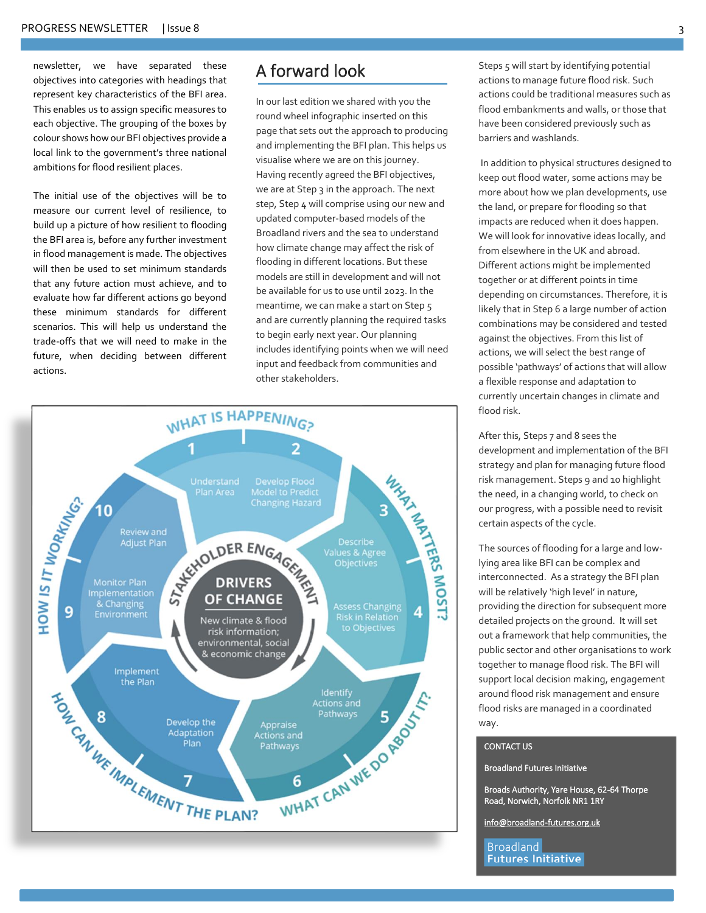newsletter, we have separated these objectives into categories with headings that represent key characteristics of the BFI area. This enables us to assign specific measures to each objective. The grouping of the boxes by colour shows how our BFI objectives provide a local link to the government's three national ambitions for flood resilient places.

The initial use of the objectives will be to measure our current level of resilience, to build up a picture of how resilient to flooding the BFI area is, before any further investment in flood management is made. The objectives will then be used to set minimum standards that any future action must achieve, and to evaluate how far different actions go beyond these minimum standards for different scenarios. This will help us understand the trade-offs that we will need to make in the future, when deciding between different actions.

## A forward look

In our last edition we shared with you the round wheel infographic inserted on this page that sets out the approach to producing and implementing the BFI plan. This helps us visualise where we are on this journey. Having recently agreed the BFI objectives, we are at Step 3 in the approach. The next step, Step 4 will comprise using our new and updated computer-based models of the Broadland rivers and the sea to understand how climate change may affect the risk of flooding in different locations. But these models are still in development and will not be available for us to use until 2023. In the meantime, we can make a start on Step 5 and are currently planning the required tasks to begin early next year. Our planning includes identifying points when we will need input and feedback from communities and other stakeholders.

WHAT IS HAPPENING?
1 Understand Plan Area
2 Develop Flood Model to Predict Changing Hazard
WHAT MATTERS MOST?
3 Describe Values & Agree Objectives
4 Assess Changing Risk in Relation to Objectives
WHAT CAN WE DO ABOUT IT?
5 Identify Actions and Pathways
6 Appraise Actions and Pathways
HOW CAN WE IMPLEMENT THE PLAN?
7 Develop the Adaptation Plan
8 Implement the Plan
HOW IS IT WORKING?
9 Monitor Plan Implementation & Changing Environment
10 Review and Adjust Plan
STAKEHOLDER ENGAGEMENT
DRIVERS OF CHANGE
New climate & flood risk information; environmental, social & economic change

Steps 5 will start by identifying potential actions to manage future flood risk. Such actions could be traditional measures such as flood embankments and walls, or those that have been considered previously such as barriers and washlands.

In addition to physical structures designed to keep out flood water, some actions may be more about how we plan developments, use the land, or prepare for flooding so that impacts are reduced when it does happen. We will look for innovative ideas locally, and from elsewhere in the UK and abroad. Different actions might be implemented together or at different points in time depending on circumstances. Therefore, it is likely that in Step 6 a large number of action combinations may be considered and tested against the objectives. From this list of actions, we will select the best range of possible 'pathways' of actions that will allow a flexible response and adaptation to currently uncertain changes in climate and flood risk.

After this, Steps 7 and 8 sees the development and implementation of the BFI strategy and plan for managing future flood risk management. Steps 9 and 10 highlight the need, in a changing world, to check on our progress, with a possible need to revisit certain aspects of the cycle.

The sources of flooding for a large and low-lying area like BFI can be complex and interconnected. As a strategy the BFI plan will be relatively 'high level' in nature, providing the direction for subsequent more detailed projects on the ground. It will set out a framework that help communities, the public sector and other organisations to work together to manage flood risk. The BFI will support local decision making, engagement around flood risk management and ensure flood risks are managed in a coordinated way.

CONTACT US

Broadland Futures Initiative

Broads Authority, Yare House, 62-64 Thorpe Road, Norwich, Norfolk NR1 1RY

info@broadland-futures.org.uk

Broadland Futures Initiative